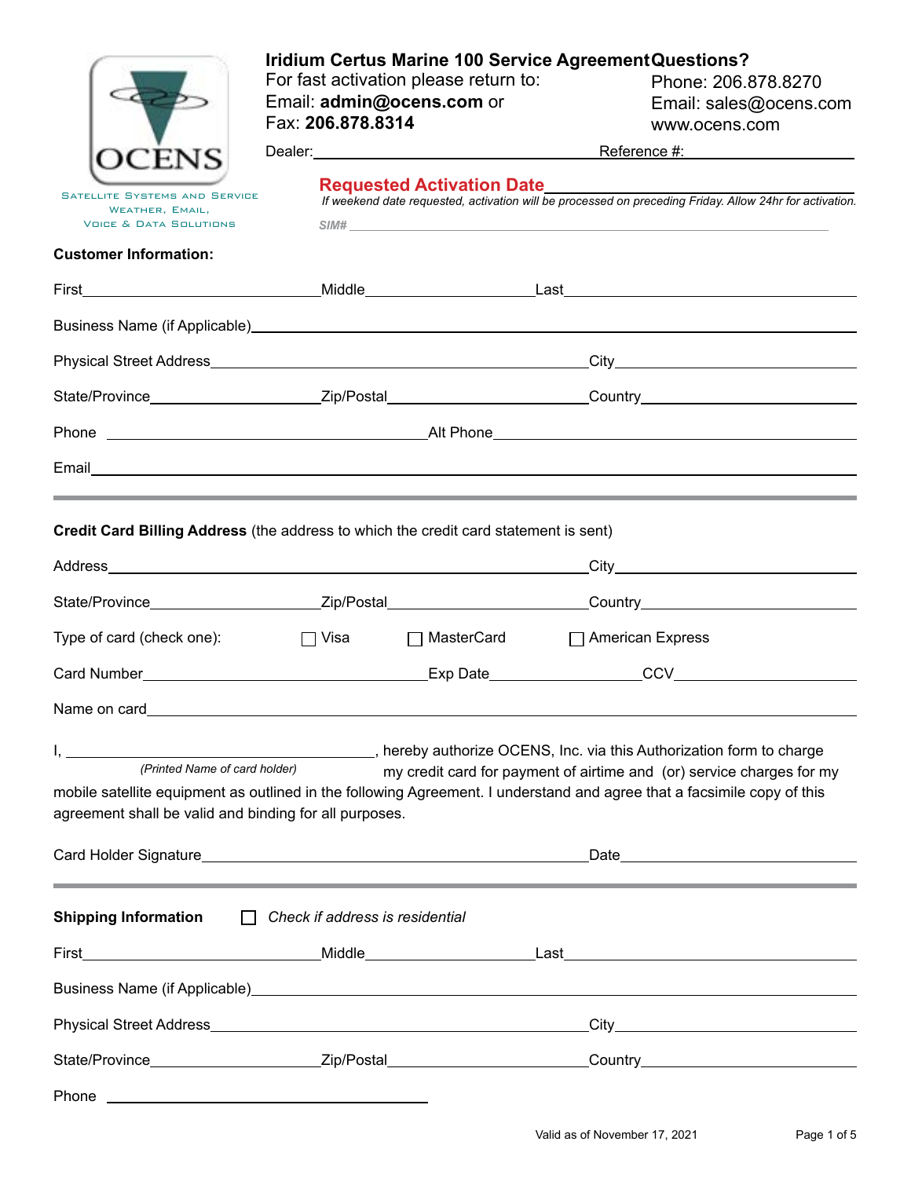OCENS

Satellite Systems and Service
Weather, Email,
Voice & Data Solutions

# Iridium Certus Marine 100 Service Agreement

For fast activation please return to:
Email: **admin@ocens.com** or
Fax: **206.878.8314**

**Questions?**
Phone: 206.878.8270
Email: sales@ocens.com
www.ocens.com

Dealer:\_\_\_\_\_\_\_\_\_\_\_\_\_\_\_\_\_\_\_\_ Reference #:\_\_\_\_\_\_\_\_\_\_\_\_\_\_\_\_\_\_\_\_

**Requested Activation Date**\_\_\_\_\_\_\_\_\_\_\_\_\_\_\_\_\_\_\_\_

*If weekend date requested, activation will be processed on preceding Friday. Allow 24hr for activation.*

*SIM#* \_\_\_\_\_\_\_\_\_\_\_\_\_\_\_\_\_\_\_\_

**Customer Information:**

First\_\_\_\_\_\_\_\_\_\_\_\_\_\_\_\_\_\_\_\_ Middle\_\_\_\_\_\_\_\_\_\_\_\_\_\_\_\_\_\_\_\_ Last\_\_\_\_\_\_\_\_\_\_\_\_\_\_\_\_\_\_\_\_

Business Name (if Applicable)\_\_\_\_\_\_\_\_\_\_\_\_\_\_\_\_\_\_\_\_

Physical Street Address\_\_\_\_\_\_\_\_\_\_\_\_\_\_\_\_\_\_\_\_ City\_\_\_\_\_\_\_\_\_\_\_\_\_\_\_\_\_\_\_\_

State/Province\_\_\_\_\_\_\_\_\_\_\_\_\_\_\_\_\_\_\_\_ Zip/Postal\_\_\_\_\_\_\_\_\_\_\_\_\_\_\_\_\_\_\_\_ Country\_\_\_\_\_\_\_\_\_\_\_\_\_\_\_\_\_\_\_\_

Phone \_\_\_\_\_\_\_\_\_\_\_\_\_\_\_\_\_\_\_\_ Alt Phone\_\_\_\_\_\_\_\_\_\_\_\_\_\_\_\_\_\_\_\_

Email\_\_\_\_\_\_\_\_\_\_\_\_\_\_\_\_\_\_\_\_

---

**Credit Card Billing Address** (the address to which the credit card statement is sent)

Address\_\_\_\_\_\_\_\_\_\_\_\_\_\_\_\_\_\_\_\_ City\_\_\_\_\_\_\_\_\_\_\_\_\_\_\_\_\_\_\_\_

State/Province\_\_\_\_\_\_\_\_\_\_\_\_\_\_\_\_\_\_\_\_ Zip/Postal\_\_\_\_\_\_\_\_\_\_\_\_\_\_\_\_\_\_\_\_ Country\_\_\_\_\_\_\_\_\_\_\_\_\_\_\_\_\_\_\_\_

Type of card (check one): ☐ Visa ☐ MasterCard ☐ American Express

Card Number\_\_\_\_\_\_\_\_\_\_\_\_\_\_\_\_\_\_\_\_ Exp Date\_\_\_\_\_\_\_\_\_\_\_\_\_\_\_\_\_\_\_\_ CCV\_\_\_\_\_\_\_\_\_\_\_\_\_\_\_\_\_\_\_\_

Name on card\_\_\_\_\_\_\_\_\_\_\_\_\_\_\_\_\_\_\_\_

I, \_\_\_\_\_\_\_\_\_\_\_\_\_\_\_\_\_\_\_\_ *(Printed Name of card holder)*, hereby authorize OCENS, Inc. via this Authorization form to charge my credit card for payment of airtime and (or) service charges for my mobile satellite equipment as outlined in the following Agreement. I understand and agree that a facsimile copy of this agreement shall be valid and binding for all purposes.

Card Holder Signature\_\_\_\_\_\_\_\_\_\_\_\_\_\_\_\_\_\_\_\_ Date\_\_\_\_\_\_\_\_\_\_\_\_\_\_\_\_\_\_\_\_

---

**Shipping Information** ☐ *Check if address is residential*

First\_\_\_\_\_\_\_\_\_\_\_\_\_\_\_\_\_\_\_\_ Middle\_\_\_\_\_\_\_\_\_\_\_\_\_\_\_\_\_\_\_\_ Last\_\_\_\_\_\_\_\_\_\_\_\_\_\_\_\_\_\_\_\_

Business Name (if Applicable)\_\_\_\_\_\_\_\_\_\_\_\_\_\_\_\_\_\_\_\_

Physical Street Address\_\_\_\_\_\_\_\_\_\_\_\_\_\_\_\_\_\_\_\_ City\_\_\_\_\_\_\_\_\_\_\_\_\_\_\_\_\_\_\_\_

State/Province\_\_\_\_\_\_\_\_\_\_\_\_\_\_\_\_\_\_\_\_ Zip/Postal\_\_\_\_\_\_\_\_\_\_\_\_\_\_\_\_\_\_\_\_ Country\_\_\_\_\_\_\_\_\_\_\_\_\_\_\_\_\_\_\_\_

Phone \_\_\_\_\_\_\_\_\_\_\_\_\_\_\_\_\_\_\_\_

Valid as of November 17, 2021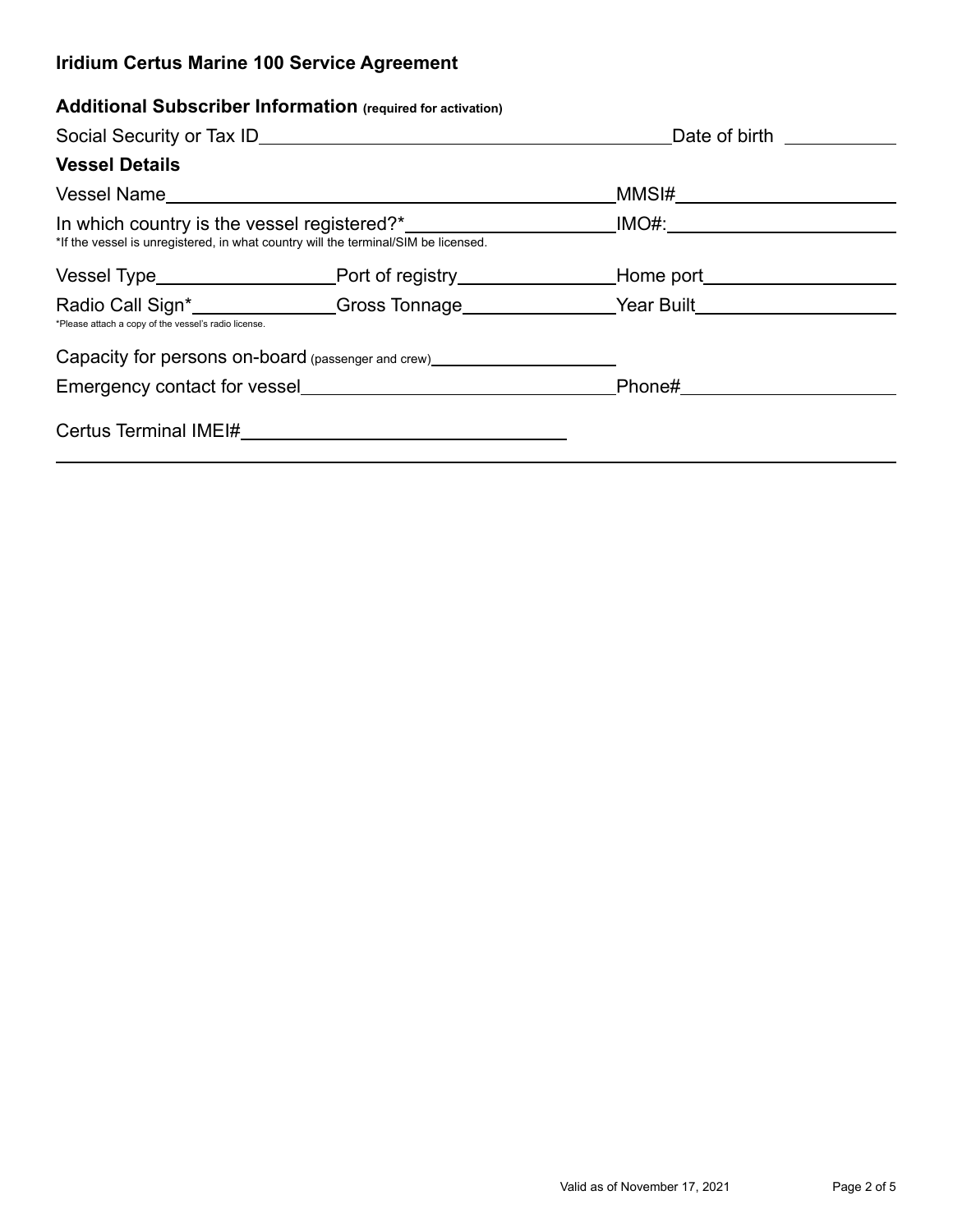# Iridium Certus Marine 100 Service Agreement

## Additional Subscriber Information (required for activation)

Social Security or Tax ID\_\_\_\_\_\_\_\_\_\_\_\_\_\_\_\_\_\_\_\_\_\_\_\_\_\_\_\_\_\_ Date of birth \_\_\_\_\_\_\_\_\_\_

## Vessel Details

Vessel Name\_\_\_\_\_\_\_\_\_\_\_\_\_\_\_\_\_\_\_\_\_\_\_\_\_\_\_\_\_\_ MMSI#\_\_\_\_\_\_\_\_\_\_\_\_\_\_\_\_\_\_\_\_

In which country is the vessel registered?*\_\_\_\_\_\_\_\_\_\_\_\_\_\_\_\_\_\_\_\_ IMO#:\_\_\_\_\_\_\_\_\_\_\_\_\_\_\_\_\_\_\_\_

*If the vessel is unregistered, in what country will the terminal/SIM be licensed.

Vessel Type\_\_\_\_\_\_\_\_\_\_\_\_\_\_\_\_ Port of registry\_\_\_\_\_\_\_\_\_\_\_\_\_\_\_\_ Home port\_\_\_\_\_\_\_\_\_\_\_\_\_\_\_\_

Radio Call Sign*\_\_\_\_\_\_\_\_\_\_\_\_\_\_ Gross Tonnage\_\_\_\_\_\_\_\_\_\_\_\_\_\_ Year Built\_\_\_\_\_\_\_\_\_\_\_\_\_\_\_\_

*Please attach a copy of the vessel's radio license.

Capacity for persons on-board (passenger and crew)\_\_\_\_\_\_\_\_\_\_\_\_\_\_\_\_\_\_\_\_

Emergency contact for vessel\_\_\_\_\_\_\_\_\_\_\_\_\_\_\_\_\_\_\_\_\_\_\_\_\_\_\_\_\_\_ Phone#\_\_\_\_\_\_\_\_\_\_\_\_\_\_\_\_\_\_\_\_

Certus Terminal IMEI#\_\_\_\_\_\_\_\_\_\_\_\_\_\_\_\_\_\_\_\_\_\_\_\_\_\_\_\_\_\_

Valid as of November 17, 2021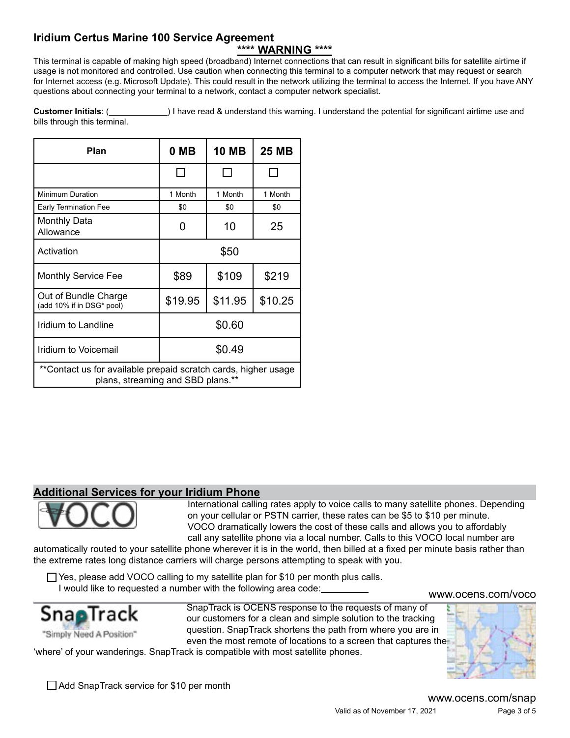## Iridium Certus Marine 100 Service Agreement

**\*\*\*\* WARNING \*\*\*\***

This terminal is capable of making high speed (broadband) Internet connections that can result in significant bills for satellite airtime if usage is not monitored and controlled. Use caution when connecting this terminal to a computer network that may request or search for Internet access (e.g. Microsoft Update). This could result in the network utilizing the terminal to access the Internet. If you have ANY questions about connecting your terminal to a network, contact a computer network specialist.

**Customer Initials**: (____________) I have read & understand this warning. I understand the potential for significant airtime use and bills through this terminal.

| Plan | 0 MB | 10 MB | 25 MB |
|---|---|---|---|
| | ☐ | ☐ | ☐ |
| Minimum Duration | 1 Month | 1 Month | 1 Month |
| Early Termination Fee | $0 | $0 | $0 |
| Monthly Data Allowance | 0 | 10 | 25 |
| Activation | $50 | | |
| Monthly Service Fee | $89 | $109 | $219 |
| Out of Bundle Charge (add 10% if in DSG* pool) | $19.95 | $11.95 | $10.25 |
| Iridium to Landline | $0.60 | | |
| Iridium to Voicemail | $0.49 | | |
| **Contact us for available prepaid scratch cards, higher usage plans, streaming and SBD plans.** | | | |

## Additional Services for your Iridium Phone

**VOCO**

International calling rates apply to voice calls to many satellite phones. Depending on your cellular or PSTN carrier, these rates can be $5 to $10 per minute. VOCO dramatically lowers the cost of these calls and allows you to affordably call any satellite phone via a local number. Calls to this VOCO local number are automatically routed to your satellite phone wherever it is in the world, then billed at a fixed per minute basis rather than the extreme rates long distance carriers will charge persons attempting to speak with you.

☐ Yes, please add VOCO calling to my satellite plan for $10 per month plus calls.
I would like to requested a number with the following area code:__________

www.ocens.com/voco

**SnapTrack** "Simply Need A Position"

SnapTrack is OCENS response to the requests of many of our customers for a clean and simple solution to the tracking question. SnapTrack shortens the path from where you are in even the most remote of locations to a screen that captures the 'where' of your wanderings. SnapTrack is compatible with most satellite phones.

☐ Add SnapTrack service for $10 per month

www.ocens.com/snap

Valid as of November 17, 2021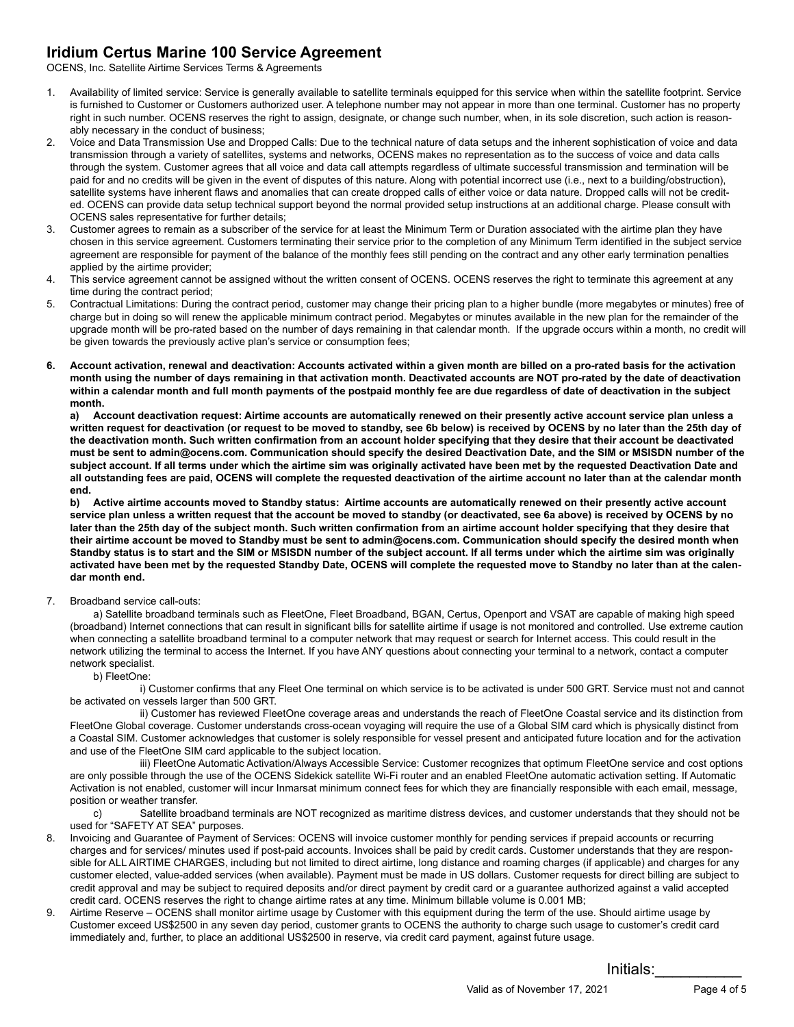# Iridium Certus Marine 100 Service Agreement

OCENS, Inc. Satellite Airtime Services Terms & Agreements

1. Availability of limited service: Service is generally available to satellite terminals equipped for this service when within the satellite footprint. Service is furnished to Customer or Customers authorized user. A telephone number may not appear in more than one terminal. Customer has no property right in such number. OCENS reserves the right to assign, designate, or change such number, when, in its sole discretion, such action is reasonably necessary in the conduct of business;
2. Voice and Data Transmission Use and Dropped Calls: Due to the technical nature of data setups and the inherent sophistication of voice and data transmission through a variety of satellites, systems and networks, OCENS makes no representation as to the success of voice and data calls through the system. Customer agrees that all voice and data call attempts regardless of ultimate successful transmission and termination will be paid for and no credits will be given in the event of disputes of this nature. Along with potential incorrect use (i.e., next to a building/obstruction), satellite systems have inherent flaws and anomalies that can create dropped calls of either voice or data nature. Dropped calls will not be credited. OCENS can provide data setup technical support beyond the normal provided setup instructions at an additional charge. Please consult with OCENS sales representative for further details;
3. Customer agrees to remain as a subscriber of the service for at least the Minimum Term or Duration associated with the airtime plan they have chosen in this service agreement. Customers terminating their service prior to the completion of any Minimum Term identified in the subject service agreement are responsible for payment of the balance of the monthly fees still pending on the contract and any other early termination penalties applied by the airtime provider;
4. This service agreement cannot be assigned without the written consent of OCENS. OCENS reserves the right to terminate this agreement at any time during the contract period;
5. Contractual Limitations: During the contract period, customer may change their pricing plan to a higher bundle (more megabytes or minutes) free of charge but in doing so will renew the applicable minimum contract period. Megabytes or minutes available in the new plan for the remainder of the upgrade month will be pro-rated based on the number of days remaining in that calendar month. If the upgrade occurs within a month, no credit will be given towards the previously active plan's service or consumption fees;
6. **Account activation, renewal and deactivation: Accounts activated within a given month are billed on a pro-rated basis for the activation month using the number of days remaining in that activation month. Deactivated accounts are NOT pro-rated by the date of deactivation within a calendar month and full month payments of the postpaid monthly fee are due regardless of date of deactivation in the subject month.**

   **a) Account deactivation request: Airtime accounts are automatically renewed on their presently active account service plan unless a written request for deactivation (or request to be moved to standby, see 6b below) is received by OCENS by no later than the 25th day of the deactivation month. Such written confirmation from an account holder specifying that they desire that their account be deactivated must be sent to admin@ocens.com. Communication should specify the desired Deactivation Date, and the SIM or MSISDN number of the subject account. If all terms under which the airtime sim was originally activated have been met by the requested Deactivation Date and all outstanding fees are paid, OCENS will complete the requested deactivation of the airtime account no later than at the calendar month end.**

   **b) Active airtime accounts moved to Standby status: Airtime accounts are automatically renewed on their presently active account service plan unless a written request that the account be moved to standby (or deactivated, see 6a above) is received by OCENS by no later than the 25th day of the subject month. Such written confirmation from an airtime account holder specifying that they desire that their airtime account be moved to Standby must be sent to admin@ocens.com. Communication should specify the desired month when Standby status is to start and the SIM or MSISDN number of the subject account. If all terms under which the airtime sim was originally activated have been met by the requested Standby Date, OCENS will complete the requested move to Standby no later than at the calendar month end.**

7. Broadband service call-outs:

   a) Satellite broadband terminals such as FleetOne, Fleet Broadband, BGAN, Certus, Openport and VSAT are capable of making high speed (broadband) Internet connections that can result in significant bills for satellite airtime if usage is not monitored and controlled. Use extreme caution when connecting a satellite broadband terminal to a computer network that may request or search for Internet access. This could result in the network utilizing the terminal to access the Internet. If you have ANY questions about connecting your terminal to a network, contact a computer network specialist.

   b) FleetOne:

   i) Customer confirms that any Fleet One terminal on which service is to be activated is under 500 GRT. Service must not and cannot be activated on vessels larger than 500 GRT.

   ii) Customer has reviewed FleetOne coverage areas and understands the reach of FleetOne Coastal service and its distinction from FleetOne Global coverage. Customer understands cross-ocean voyaging will require the use of a Global SIM card which is physically distinct from a Coastal SIM. Customer acknowledges that customer is solely responsible for vessel present and anticipated future location and for the activation and use of the FleetOne SIM card applicable to the subject location.

   iii) FleetOne Automatic Activation/Always Accessible Service: Customer recognizes that optimum FleetOne service and cost options are only possible through the use of the OCENS Sidekick satellite Wi-Fi router and an enabled FleetOne automatic activation setting. If Automatic Activation is not enabled, customer will incur Inmarsat minimum connect fees for which they are financially responsible with each email, message, position or weather transfer.

   c) Satellite broadband terminals are NOT recognized as maritime distress devices, and customer understands that they should not be used for "SAFETY AT SEA" purposes.

8. Invoicing and Guarantee of Payment of Services: OCENS will invoice customer monthly for pending services if prepaid accounts or recurring charges and for services/ minutes used if post-paid accounts. Invoices shall be paid by credit cards. Customer understands that they are responsible for ALL AIRTIME CHARGES, including but not limited to direct airtime, long distance and roaming charges (if applicable) and charges for any customer elected, value-added services (when available). Payment must be made in US dollars. Customer requests for direct billing are subject to credit approval and may be subject to required deposits and/or direct payment by credit card or a guarantee authorized against a valid accepted credit card. OCENS reserves the right to change airtime rates at any time. Minimum billable volume is 0.001 MB;
9. Airtime Reserve – OCENS shall monitor airtime usage by Customer with this equipment during the term of the use. Should airtime usage by Customer exceed US$2500 in any seven day period, customer grants to OCENS the authority to charge such usage to customer's credit card immediately and, further, to place an additional US$2500 in reserve, via credit card payment, against future usage.

Initials:__________

Valid as of November 17, 2021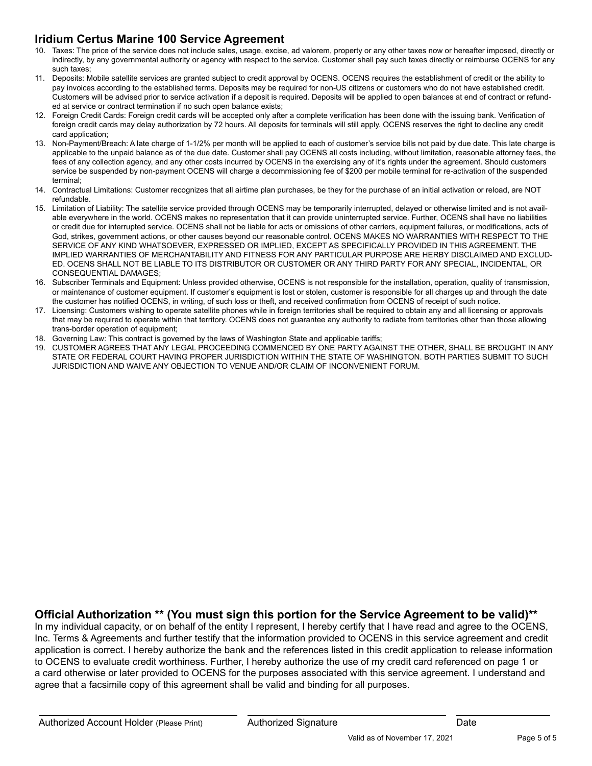## Iridium Certus Marine 100 Service Agreement

10. Taxes: The price of the service does not include sales, usage, excise, ad valorem, property or any other taxes now or hereafter imposed, directly or indirectly, by any governmental authority or agency with respect to the service. Customer shall pay such taxes directly or reimburse OCENS for any such taxes;
11. Deposits: Mobile satellite services are granted subject to credit approval by OCENS. OCENS requires the establishment of credit or the ability to pay invoices according to the established terms. Deposits may be required for non-US citizens or customers who do not have established credit. Customers will be advised prior to service activation if a deposit is required. Deposits will be applied to open balances at end of contract or refunded at service or contract termination if no such open balance exists;
12. Foreign Credit Cards: Foreign credit cards will be accepted only after a complete verification has been done with the issuing bank. Verification of foreign credit cards may delay authorization by 72 hours. All deposits for terminals will still apply. OCENS reserves the right to decline any credit card application;
13. Non-Payment/Breach: A late charge of 1-1/2% per month will be applied to each of customer's service bills not paid by due date. This late charge is applicable to the unpaid balance as of the due date. Customer shall pay OCENS all costs including, without limitation, reasonable attorney fees, the fees of any collection agency, and any other costs incurred by OCENS in the exercising any of it's rights under the agreement. Should customers service be suspended by non-payment OCENS will charge a decommissioning fee of $200 per mobile terminal for re-activation of the suspended terminal;
14. Contractual Limitations: Customer recognizes that all airtime plan purchases, be they for the purchase of an initial activation or reload, are NOT refundable.
15. Limitation of Liability: The satellite service provided through OCENS may be temporarily interrupted, delayed or otherwise limited and is not available everywhere in the world. OCENS makes no representation that it can provide uninterrupted service. Further, OCENS shall have no liabilities or credit due for interrupted service. OCENS shall not be liable for acts or omissions of other carriers, equipment failures, or modifications, acts of God, strikes, government actions, or other causes beyond our reasonable control. OCENS MAKES NO WARRANTIES WITH RESPECT TO THE SERVICE OF ANY KIND WHATSOEVER, EXPRESSED OR IMPLIED, EXCEPT AS SPECIFICALLY PROVIDED IN THIS AGREEMENT. THE IMPLIED WARRANTIES OF MERCHANTABILITY AND FITNESS FOR ANY PARTICULAR PURPOSE ARE HERBY DISCLAIMED AND EXCLUDED. OCENS SHALL NOT BE LIABLE TO ITS DISTRIBUTOR OR CUSTOMER OR ANY THIRD PARTY FOR ANY SPECIAL, INCIDENTAL, OR CONSEQUENTIAL DAMAGES;
16. Subscriber Terminals and Equipment: Unless provided otherwise, OCENS is not responsible for the installation, operation, quality of transmission, or maintenance of customer equipment. If customer's equipment is lost or stolen, customer is responsible for all charges up and through the date the customer has notified OCENS, in writing, of such loss or theft, and received confirmation from OCENS of receipt of such notice.
17. Licensing: Customers wishing to operate satellite phones while in foreign territories shall be required to obtain any and all licensing or approvals that may be required to operate within that territory. OCENS does not guarantee any authority to radiate from territories other than those allowing trans-border operation of equipment;
18. Governing Law: This contract is governed by the laws of Washington State and applicable tariffs;
19. CUSTOMER AGREES THAT ANY LEGAL PROCEEDING COMMENCED BY ONE PARTY AGAINST THE OTHER, SHALL BE BROUGHT IN ANY STATE OR FEDERAL COURT HAVING PROPER JURISDICTION WITHIN THE STATE OF WASHINGTON. BOTH PARTIES SUBMIT TO SUCH JURISDICTION AND WAIVE ANY OBJECTION TO VENUE AND/OR CLAIM OF INCONVENIENT FORUM.

## Official Authorization ** (You must sign this portion for the Service Agreement to be valid)**

In my individual capacity, or on behalf of the entity I represent, I hereby certify that I have read and agree to the OCENS, Inc. Terms & Agreements and further testify that the information provided to OCENS in this service agreement and credit application is correct. I hereby authorize the bank and the references listed in this credit application to release information to OCENS to evaluate credit worthiness. Further, I hereby authorize the use of my credit card referenced on page 1 or a card otherwise or later provided to OCENS for the purposes associated with this service agreement. I understand and agree that a facsimile copy of this agreement shall be valid and binding for all purposes.

| Authorized Account Holder (Please Print) | Authorized Signature | Date |
|---|---|---|
| | | |

Valid as of November 17, 2021